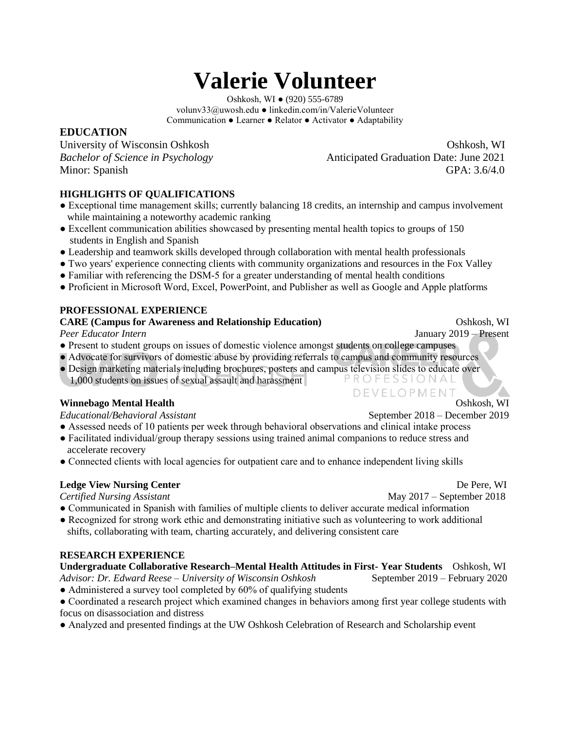# Valerie Volunteer

Oshkosh, WI ● (920) 555-6789
volunv33@uwosh.edu ● linkedin.com/in/ValerieVolunteer
Communication ● Learner ● Relator ● Activator ● Adaptability

## EDUCATION

University of Wisconsin Oshkosh — Oshkosh, WI
*Bachelor of Science in Psychology* — Anticipated Graduation Date: June 2021
Minor: Spanish — GPA: 3.6/4.0

## HIGHLIGHTS OF QUALIFICATIONS

- Exceptional time management skills; currently balancing 18 credits, an internship and campus involvement while maintaining a noteworthy academic ranking
- Excellent communication abilities showcased by presenting mental health topics to groups of 150 students in English and Spanish
- Leadership and teamwork skills developed through collaboration with mental health professionals
- Two years' experience connecting clients with community organizations and resources in the Fox Valley
- Familiar with referencing the DSM-5 for a greater understanding of mental health conditions
- Proficient in Microsoft Word, Excel, PowerPoint, and Publisher as well as Google and Apple platforms

## PROFESSIONAL EXPERIENCE

**CARE (Campus for Awareness and Relationship Education)** — Oshkosh, WI
*Peer Educator Intern* — January 2019 – Present

- Present to student groups on issues of domestic violence amongst students on college campuses
- Advocate for survivors of domestic abuse by providing referrals to campus and community resources
- Design marketing materials including brochures, posters and campus television slides to educate over 1,000 students on issues of sexual assault and harassment

**Winnebago Mental Health** — Oshkosh, WI
*Educational/Behavioral Assistant* — September 2018 – December 2019

- Assessed needs of 10 patients per week through behavioral observations and clinical intake process
- Facilitated individual/group therapy sessions using trained animal companions to reduce stress and accelerate recovery
- Connected clients with local agencies for outpatient care and to enhance independent living skills

**Ledge View Nursing Center** — De Pere, WI
*Certified Nursing Assistant* — May 2017 – September 2018

- Communicated in Spanish with families of multiple clients to deliver accurate medical information
- Recognized for strong work ethic and demonstrating initiative such as volunteering to work additional shifts, collaborating with team, charting accurately, and delivering consistent care

## RESEARCH EXPERIENCE

**Undergraduate Collaborative Research–Mental Health Attitudes in First- Year Students** — Oshkosh, WI
*Advisor: Dr. Edward Reese – University of Wisconsin Oshkosh* — September 2019 – February 2020

- Administered a survey tool completed by 60% of qualifying students
- Coordinated a research project which examined changes in behaviors among first year college students with focus on disassociation and distress
- Analyzed and presented findings at the UW Oshkosh Celebration of Research and Scholarship event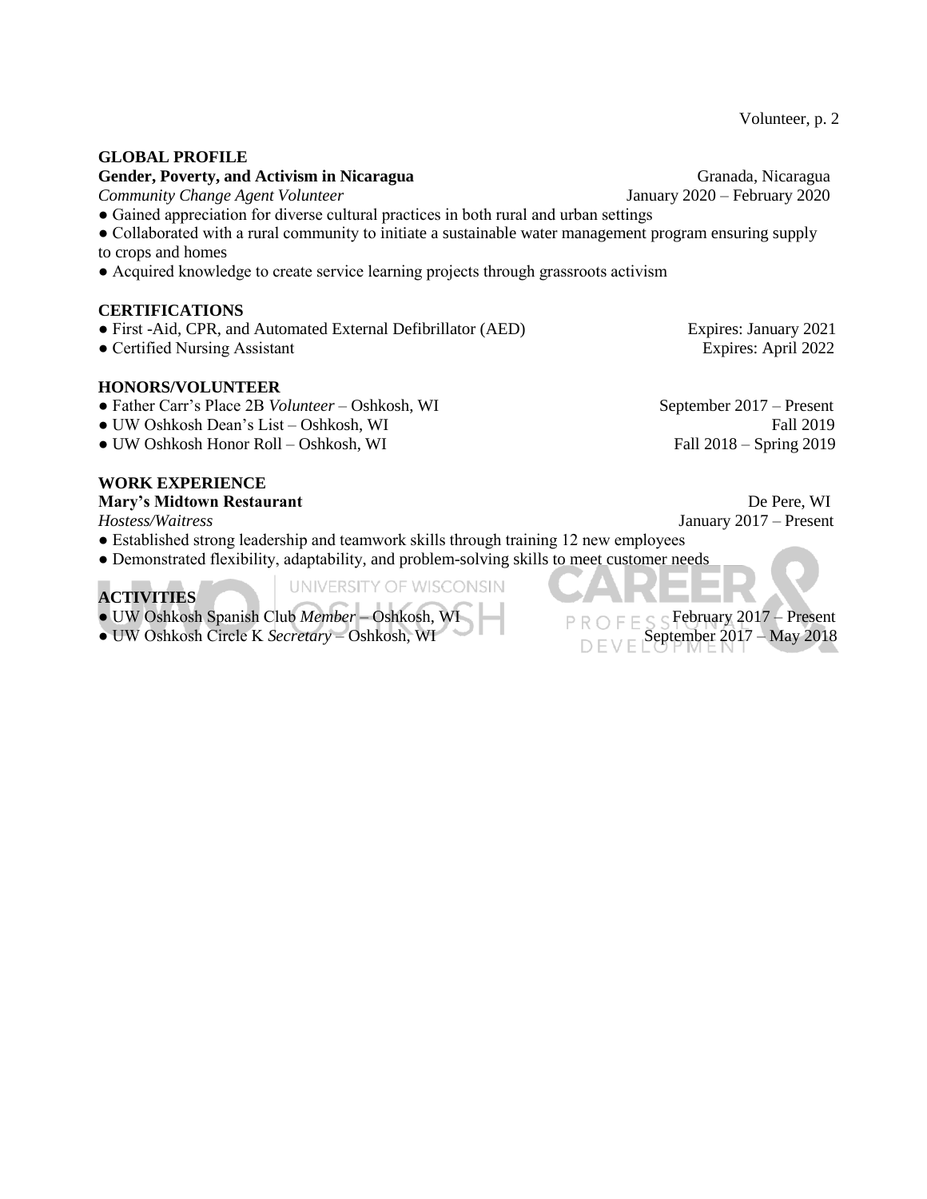## GLOBAL PROFILE

**Gender, Poverty, and Activism in Nicaragua** Granada, Nicaragua
*Community Change Agent Volunteer* January 2020 – February 2020

- Gained appreciation for diverse cultural practices in both rural and urban settings
- Collaborated with a rural community to initiate a sustainable water management program ensuring supply to crops and homes
- Acquired knowledge to create service learning projects through grassroots activism

## CERTIFICATIONS

- First -Aid, CPR, and Automated External Defibrillator (AED) Expires: January 2021
- Certified Nursing Assistant Expires: April 2022

## HONORS/VOLUNTEER

- Father Carr's Place 2B *Volunteer* – Oshkosh, WI September 2017 – Present
- UW Oshkosh Dean's List – Oshkosh, WI Fall 2019
- UW Oshkosh Honor Roll – Oshkosh, WI Fall 2018 – Spring 2019

## WORK EXPERIENCE

**Mary's Midtown Restaurant** De Pere, WI
*Hostess/Waitress* January 2017 – Present

- Established strong leadership and teamwork skills through training 12 new employees
- Demonstrated flexibility, adaptability, and problem-solving skills to meet customer needs

## ACTIVITIES

- UW Oshkosh Spanish Club *Member* – Oshkosh, WI February 2017 – Present
- UW Oshkosh Circle K *Secretary* – Oshkosh, WI September 2017 – May 2018